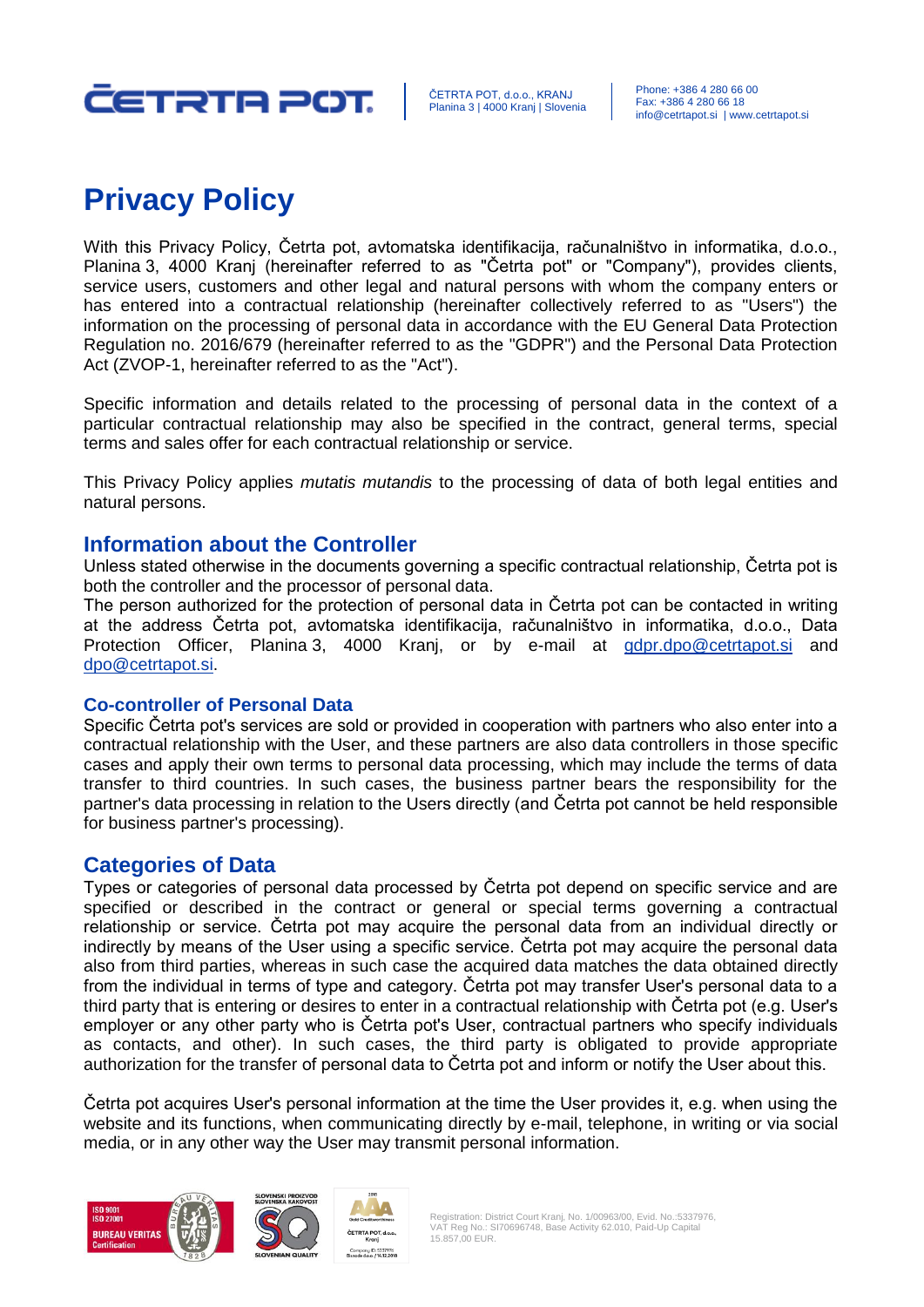# Privacy Policy

With this Privacy Policy, Četrta pot, avtomatska identifikacija, računalništvo in informatika, d.o.o., Planina 3, 4000 Kranj (hereinafter referred to as "Četrta pot" or "Company"), provides clients, service users, customers and other legal and natural persons with whom the company enters or has entered into a contractual relationship (hereinafter collectively referred to as "Users") the information on the processing of personal data in accordance with the EU General Data Protection Regulation no. 2016/679 (hereinafter referred to as the "GDPR") and the Personal Data Protection Act (ZVOP-1, hereinafter referred to as the "Act").

Specific information and details related to the processing of personal data in the context of a particular contractual relationship may also be specified in the contract, general terms, special terms and sales offer for each contractual relationship or service.

This Privacy Policy applies *mutatis mutandis* to the processing of data of both legal entities and natural persons.

## Information about the Controller

Unless stated otherwise in the documents governing a specific contractual relationship, Četrta pot is both the controller and the processor of personal data.

The person authorized for the protection of personal data in Četrta pot can be contacted in writing at the address Četrta pot, avtomatska identifikacija, računalništvo in informatika, d.o.o., Data Protection Officer, Planina 3, 4000 Kranj, or by e-mail at gdpr.dpo@cetrtapot.si and dpo@cetrtapot.si.

### Co-controller of Personal Data

Specific Četrta pot's services are sold or provided in cooperation with partners who also enter into a contractual relationship with the User, and these partners are also data controllers in those specific cases and apply their own terms to personal data processing, which may include the terms of data transfer to third countries. In such cases, the business partner bears the responsibility for the partner's data processing in relation to the Users directly (and Četrta pot cannot be held responsible for business partner's processing).

## Categories of Data

Types or categories of personal data processed by Četrta pot depend on specific service and are specified or described in the contract or general or special terms governing a contractual relationship or service. Četrta pot may acquire the personal data from an individual directly or indirectly by means of the User using a specific service. Četrta pot may acquire the personal data also from third parties, whereas in such case the acquired data matches the data obtained directly from the individual in terms of type and category. Četrta pot may transfer User's personal data to a third party that is entering or desires to enter in a contractual relationship with Četrta pot (e.g. User's employer or any other party who is Četrta pot's User, contractual partners who specify individuals as contacts, and other). In such cases, the third party is obligated to provide appropriate authorization for the transfer of personal data to Četrta pot and inform or notify the User about this.

Četrta pot acquires User's personal information at the time the User provides it, e.g. when using the website and its functions, when communicating directly by e-mail, telephone, in writing or via social media, or in any other way the User may transmit personal information.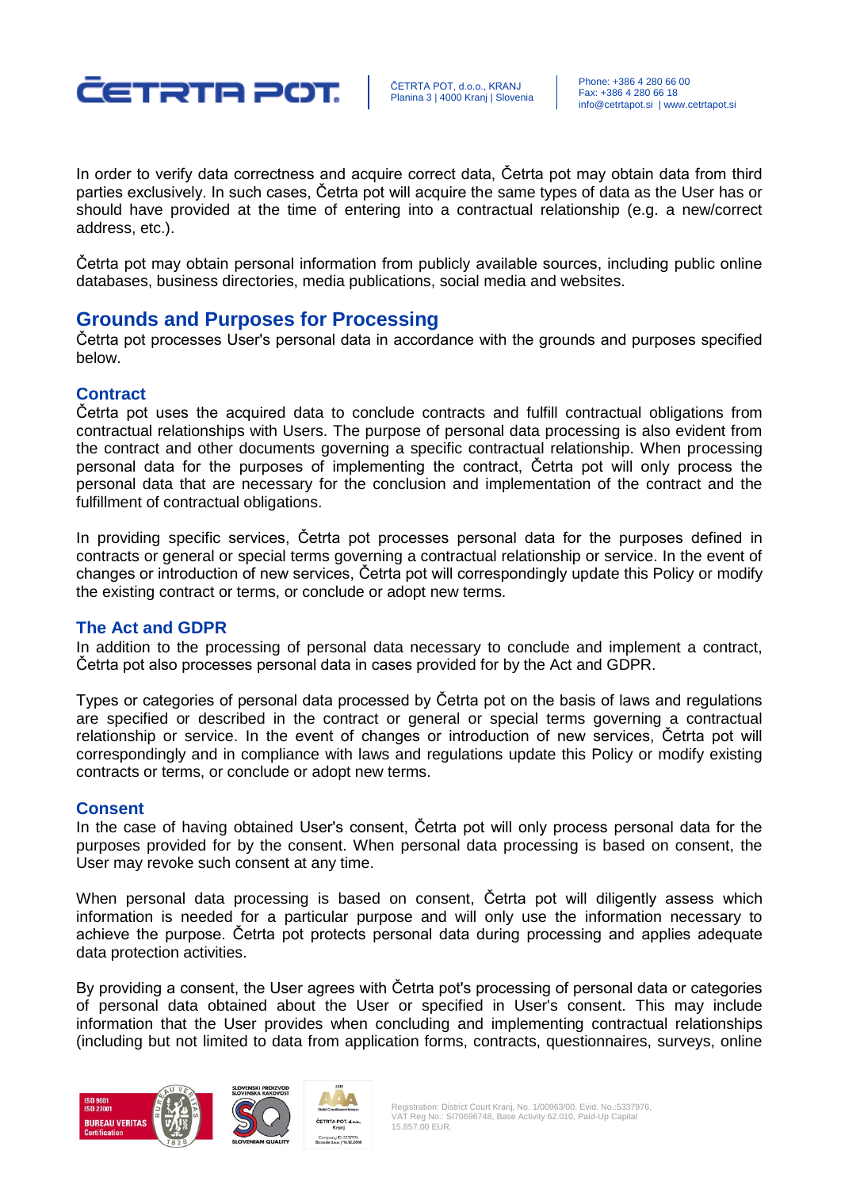In order to verify data correctness and acquire correct data, Četrta pot may obtain data from third parties exclusively. In such cases, Četrta pot will acquire the same types of data as the User has or should have provided at the time of entering into a contractual relationship (e.g. a new/correct address, etc.).

Četrta pot may obtain personal information from publicly available sources, including public online databases, business directories, media publications, social media and websites.

## Grounds and Purposes for Processing

Četrta pot processes User's personal data in accordance with the grounds and purposes specified below.

### Contract

Četrta pot uses the acquired data to conclude contracts and fulfill contractual obligations from contractual relationships with Users. The purpose of personal data processing is also evident from the contract and other documents governing a specific contractual relationship. When processing personal data for the purposes of implementing the contract, Četrta pot will only process the personal data that are necessary for the conclusion and implementation of the contract and the fulfillment of contractual obligations.

In providing specific services, Četrta pot processes personal data for the purposes defined in contracts or general or special terms governing a contractual relationship or service. In the event of changes or introduction of new services, Četrta pot will correspondingly update this Policy or modify the existing contract or terms, or conclude or adopt new terms.

### The Act and GDPR

In addition to the processing of personal data necessary to conclude and implement a contract, Četrta pot also processes personal data in cases provided for by the Act and GDPR.

Types or categories of personal data processed by Četrta pot on the basis of laws and regulations are specified or described in the contract or general or special terms governing a contractual relationship or service. In the event of changes or introduction of new services, Četrta pot will correspondingly and in compliance with laws and regulations update this Policy or modify existing contracts or terms, or conclude or adopt new terms.

### Consent

In the case of having obtained User's consent, Četrta pot will only process personal data for the purposes provided for by the consent. When personal data processing is based on consent, the User may revoke such consent at any time.

When personal data processing is based on consent, Četrta pot will diligently assess which information is needed for a particular purpose and will only use the information necessary to achieve the purpose. Četrta pot protects personal data during processing and applies adequate data protection activities.

By providing a consent, the User agrees with Četrta pot's processing of personal data or categories of personal data obtained about the User or specified in User's consent. This may include information that the User provides when concluding and implementing contractual relationships (including but not limited to data from application forms, contracts, questionnaires, surveys, online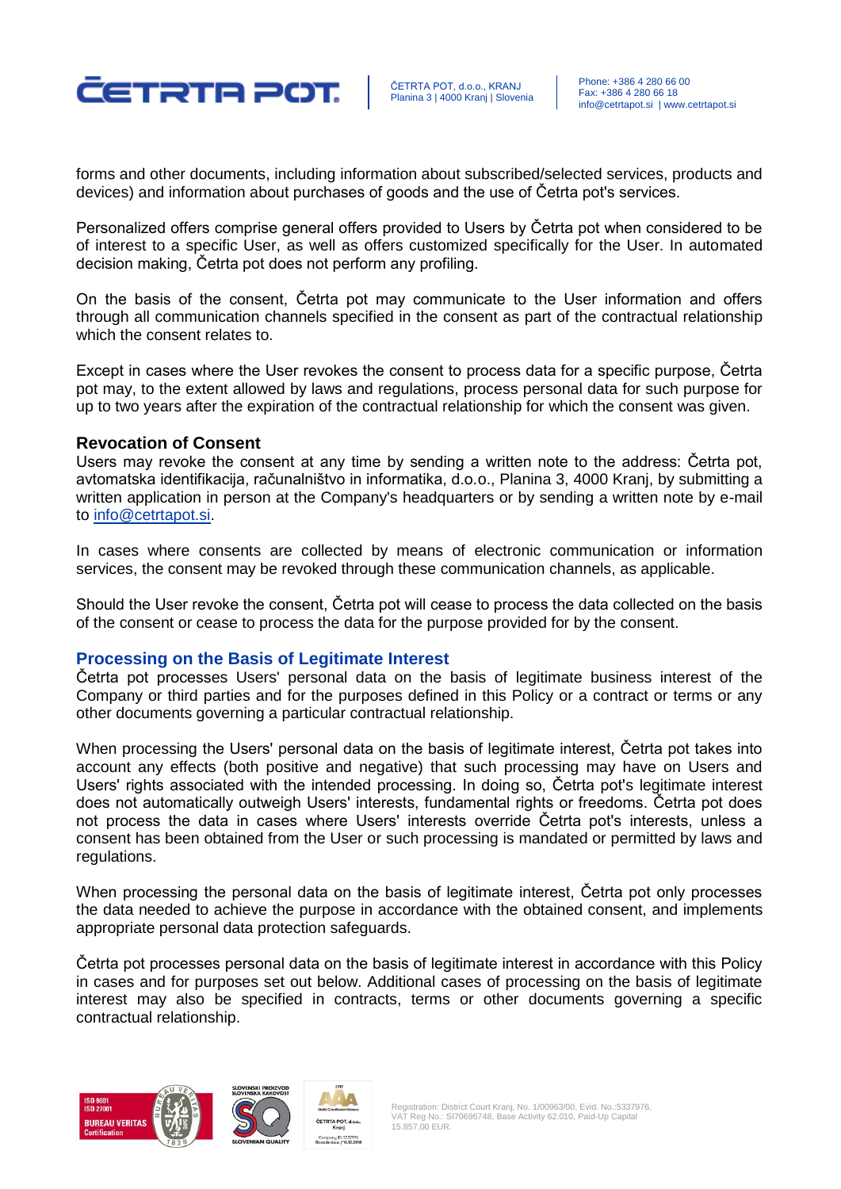forms and other documents, including information about subscribed/selected services, products and devices) and information about purchases of goods and the use of Četrta pot's services.

Personalized offers comprise general offers provided to Users by Četrta pot when considered to be of interest to a specific User, as well as offers customized specifically for the User. In automated decision making, Četrta pot does not perform any profiling.

On the basis of the consent, Četrta pot may communicate to the User information and offers through all communication channels specified in the consent as part of the contractual relationship which the consent relates to.

Except in cases where the User revokes the consent to process data for a specific purpose, Četrta pot may, to the extent allowed by laws and regulations, process personal data for such purpose for up to two years after the expiration of the contractual relationship for which the consent was given.

**Revocation of Consent**

Users may revoke the consent at any time by sending a written note to the address: Četrta pot, avtomatska identifikacija, računalništvo in informatika, d.o.o., Planina 3, 4000 Kranj, by submitting a written application in person at the Company's headquarters or by sending a written note by e-mail to info@cetrtapot.si.

In cases where consents are collected by means of electronic communication or information services, the consent may be revoked through these communication channels, as applicable.

Should the User revoke the consent, Četrta pot will cease to process the data collected on the basis of the consent or cease to process the data for the purpose provided for by the consent.

## Processing on the Basis of Legitimate Interest

Četrta pot processes Users' personal data on the basis of legitimate business interest of the Company or third parties and for the purposes defined in this Policy or a contract or terms or any other documents governing a particular contractual relationship.

When processing the Users' personal data on the basis of legitimate interest, Četrta pot takes into account any effects (both positive and negative) that such processing may have on Users and Users' rights associated with the intended processing. In doing so, Četrta pot's legitimate interest does not automatically outweigh Users' interests, fundamental rights or freedoms. Četrta pot does not process the data in cases where Users' interests override Četrta pot's interests, unless a consent has been obtained from the User or such processing is mandated or permitted by laws and regulations.

When processing the personal data on the basis of legitimate interest, Četrta pot only processes the data needed to achieve the purpose in accordance with the obtained consent, and implements appropriate personal data protection safeguards.

Četrta pot processes personal data on the basis of legitimate interest in accordance with this Policy in cases and for purposes set out below. Additional cases of processing on the basis of legitimate interest may also be specified in contracts, terms or other documents governing a specific contractual relationship.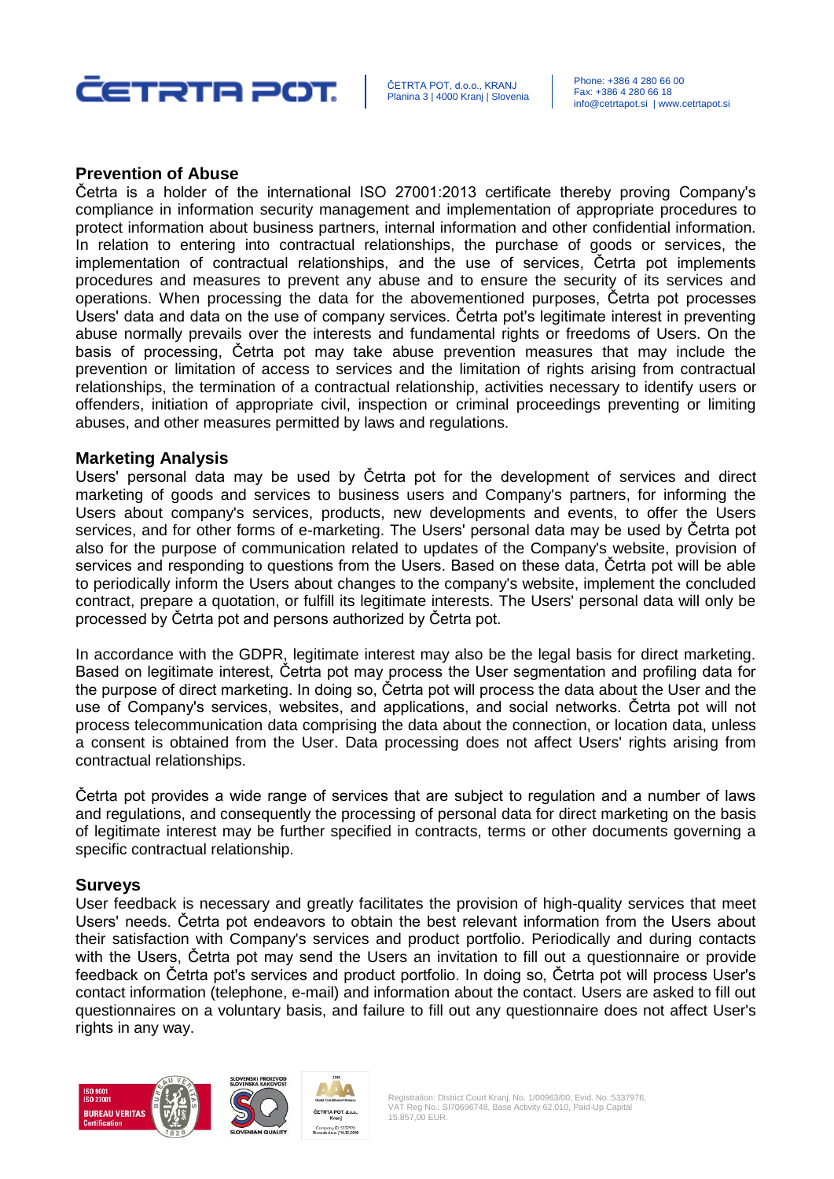## Prevention of Abuse

Četrta is a holder of the international ISO 27001:2013 certificate thereby proving Company's compliance in information security management and implementation of appropriate procedures to protect information about business partners, internal information and other confidential information. In relation to entering into contractual relationships, the purchase of goods or services, the implementation of contractual relationships, and the use of services, Četrta pot implements procedures and measures to prevent any abuse and to ensure the security of its services and operations. When processing the data for the abovementioned purposes, Četrta pot processes Users' data and data on the use of company services. Četrta pot's legitimate interest in preventing abuse normally prevails over the interests and fundamental rights or freedoms of Users. On the basis of processing, Četrta pot may take abuse prevention measures that may include the prevention or limitation of access to services and the limitation of rights arising from contractual relationships, the termination of a contractual relationship, activities necessary to identify users or offenders, initiation of appropriate civil, inspection or criminal proceedings preventing or limiting abuses, and other measures permitted by laws and regulations.

## Marketing Analysis

Users' personal data may be used by Četrta pot for the development of services and direct marketing of goods and services to business users and Company's partners, for informing the Users about company's services, products, new developments and events, to offer the Users services, and for other forms of e-marketing. The Users' personal data may be used by Četrta pot also for the purpose of communication related to updates of the Company's website, provision of services and responding to questions from the Users. Based on these data, Četrta pot will be able to periodically inform the Users about changes to the company's website, implement the concluded contract, prepare a quotation, or fulfill its legitimate interests. The Users' personal data will only be processed by Četrta pot and persons authorized by Četrta pot.

In accordance with the GDPR, legitimate interest may also be the legal basis for direct marketing. Based on legitimate interest, Četrta pot may process the User segmentation and profiling data for the purpose of direct marketing. In doing so, Četrta pot will process the data about the User and the use of Company's services, websites, and applications, and social networks. Četrta pot will not process telecommunication data comprising the data about the connection, or location data, unless a consent is obtained from the User. Data processing does not affect Users' rights arising from contractual relationships.

Četrta pot provides a wide range of services that are subject to regulation and a number of laws and regulations, and consequently the processing of personal data for direct marketing on the basis of legitimate interest may be further specified in contracts, terms or other documents governing a specific contractual relationship.

## Surveys

User feedback is necessary and greatly facilitates the provision of high-quality services that meet Users' needs. Četrta pot endeavors to obtain the best relevant information from the Users about their satisfaction with Company's services and product portfolio. Periodically and during contacts with the Users, Četrta pot may send the Users an invitation to fill out a questionnaire or provide feedback on Četrta pot's services and product portfolio. In doing so, Četrta pot will process User's contact information (telephone, e-mail) and information about the contact. Users are asked to fill out questionnaires on a voluntary basis, and failure to fill out any questionnaire does not affect User's rights in any way.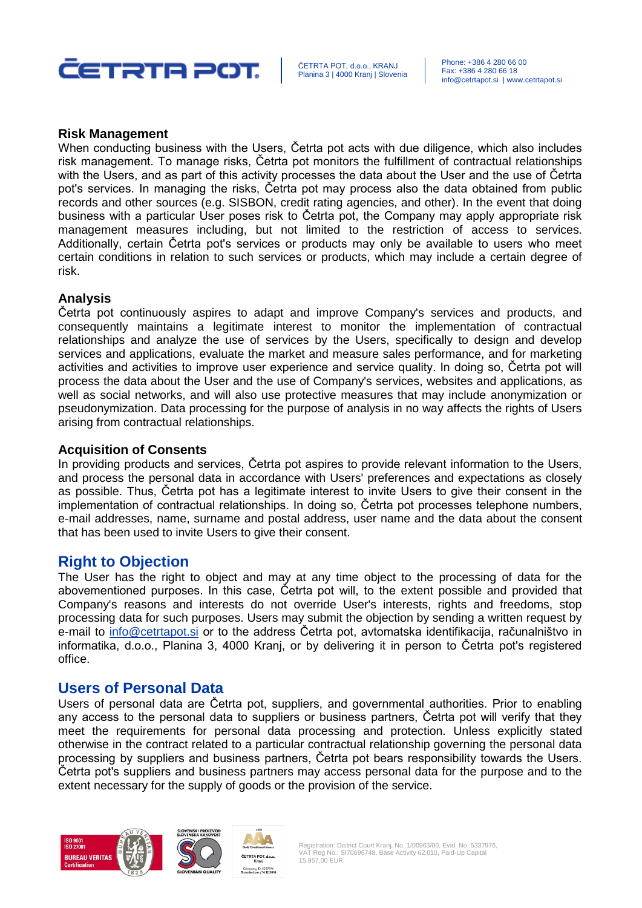### Risk Management

When conducting business with the Users, Četrta pot acts with due diligence, which also includes risk management. To manage risks, Četrta pot monitors the fulfillment of contractual relationships with the Users, and as part of this activity processes the data about the User and the use of Četrta pot's services. In managing the risks, Četrta pot may process also the data obtained from public records and other sources (e.g. SISBON, credit rating agencies, and other). In the event that doing business with a particular User poses risk to Četrta pot, the Company may apply appropriate risk management measures including, but not limited to the restriction of access to services. Additionally, certain Četrta pot's services or products may only be available to users who meet certain conditions in relation to such services or products, which may include a certain degree of risk.

### Analysis

Četrta pot continuously aspires to adapt and improve Company's services and products, and consequently maintains a legitimate interest to monitor the implementation of contractual relationships and analyze the use of services by the Users, specifically to design and develop services and applications, evaluate the market and measure sales performance, and for marketing activities and activities to improve user experience and service quality. In doing so, Četrta pot will process the data about the User and the use of Company's services, websites and applications, as well as social networks, and will also use protective measures that may include anonymization or pseudonymization. Data processing for the purpose of analysis in no way affects the rights of Users arising from contractual relationships.

### Acquisition of Consents

In providing products and services, Četrta pot aspires to provide relevant information to the Users, and process the personal data in accordance with Users' preferences and expectations as closely as possible. Thus, Četrta pot has a legitimate interest to invite Users to give their consent in the implementation of contractual relationships. In doing so, Četrta pot processes telephone numbers, e-mail addresses, name, surname and postal address, user name and the data about the consent that has been used to invite Users to give their consent.

## Right to Objection

The User has the right to object and may at any time object to the processing of data for the abovementioned purposes. In this case, Četrta pot will, to the extent possible and provided that Company's reasons and interests do not override User's interests, rights and freedoms, stop processing data for such purposes. Users may submit the objection by sending a written request by e-mail to info@cetrtapot.si or to the address Četrta pot, avtomatska identifikacija, računalništvo in informatika, d.o.o., Planina 3, 4000 Kranj, or by delivering it in person to Četrta pot's registered office.

## Users of Personal Data

Users of personal data are Četrta pot, suppliers, and governmental authorities. Prior to enabling any access to the personal data to suppliers or business partners, Četrta pot will verify that they meet the requirements for personal data processing and protection. Unless explicitly stated otherwise in the contract related to a particular contractual relationship governing the personal data processing by suppliers and business partners, Četrta pot bears responsibility towards the Users. Četrta pot's suppliers and business partners may access personal data for the purpose and to the extent necessary for the supply of goods or the provision of the service.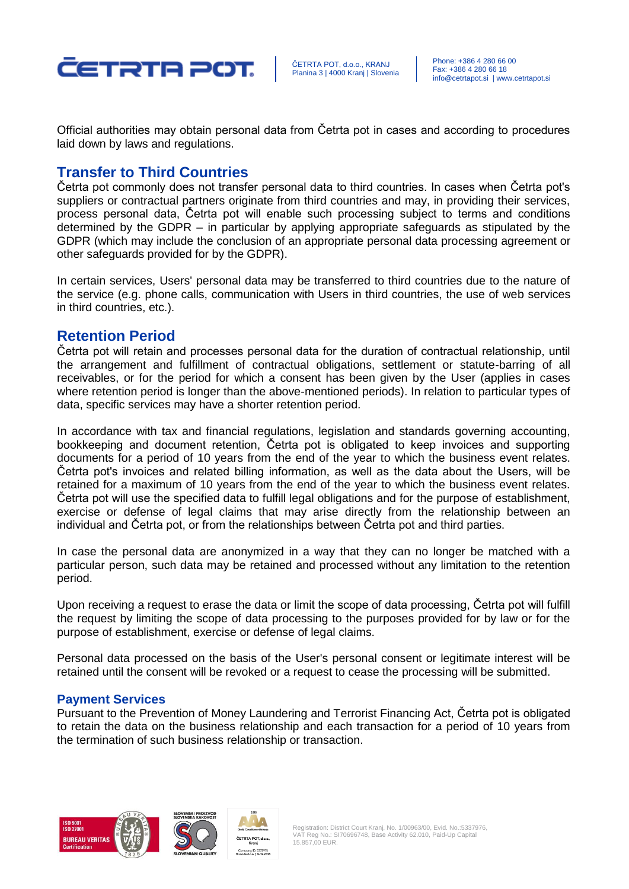Official authorities may obtain personal data from Četrta pot in cases and according to procedures laid down by laws and regulations.

## Transfer to Third Countries

Četrta pot commonly does not transfer personal data to third countries. In cases when Četrta pot's suppliers or contractual partners originate from third countries and may, in providing their services, process personal data, Četrta pot will enable such processing subject to terms and conditions determined by the GDPR – in particular by applying appropriate safeguards as stipulated by the GDPR (which may include the conclusion of an appropriate personal data processing agreement or other safeguards provided for by the GDPR).

In certain services, Users' personal data may be transferred to third countries due to the nature of the service (e.g. phone calls, communication with Users in third countries, the use of web services in third countries, etc.).

## Retention Period

Četrta pot will retain and processes personal data for the duration of contractual relationship, until the arrangement and fulfillment of contractual obligations, settlement or statute-barring of all receivables, or for the period for which a consent has been given by the User (applies in cases where retention period is longer than the above-mentioned periods). In relation to particular types of data, specific services may have a shorter retention period.

In accordance with tax and financial regulations, legislation and standards governing accounting, bookkeeping and document retention, Četrta pot is obligated to keep invoices and supporting documents for a period of 10 years from the end of the year to which the business event relates. Četrta pot's invoices and related billing information, as well as the data about the Users, will be retained for a maximum of 10 years from the end of the year to which the business event relates. Četrta pot will use the specified data to fulfill legal obligations and for the purpose of establishment, exercise or defense of legal claims that may arise directly from the relationship between an individual and Četrta pot, or from the relationships between Četrta pot and third parties.

In case the personal data are anonymized in a way that they can no longer be matched with a particular person, such data may be retained and processed without any limitation to the retention period.

Upon receiving a request to erase the data or limit the scope of data processing, Četrta pot will fulfill the request by limiting the scope of data processing to the purposes provided for by law or for the purpose of establishment, exercise or defense of legal claims.

Personal data processed on the basis of the User's personal consent or legitimate interest will be retained until the consent will be revoked or a request to cease the processing will be submitted.

### Payment Services

Pursuant to the Prevention of Money Laundering and Terrorist Financing Act, Četrta pot is obligated to retain the data on the business relationship and each transaction for a period of 10 years from the termination of such business relationship or transaction.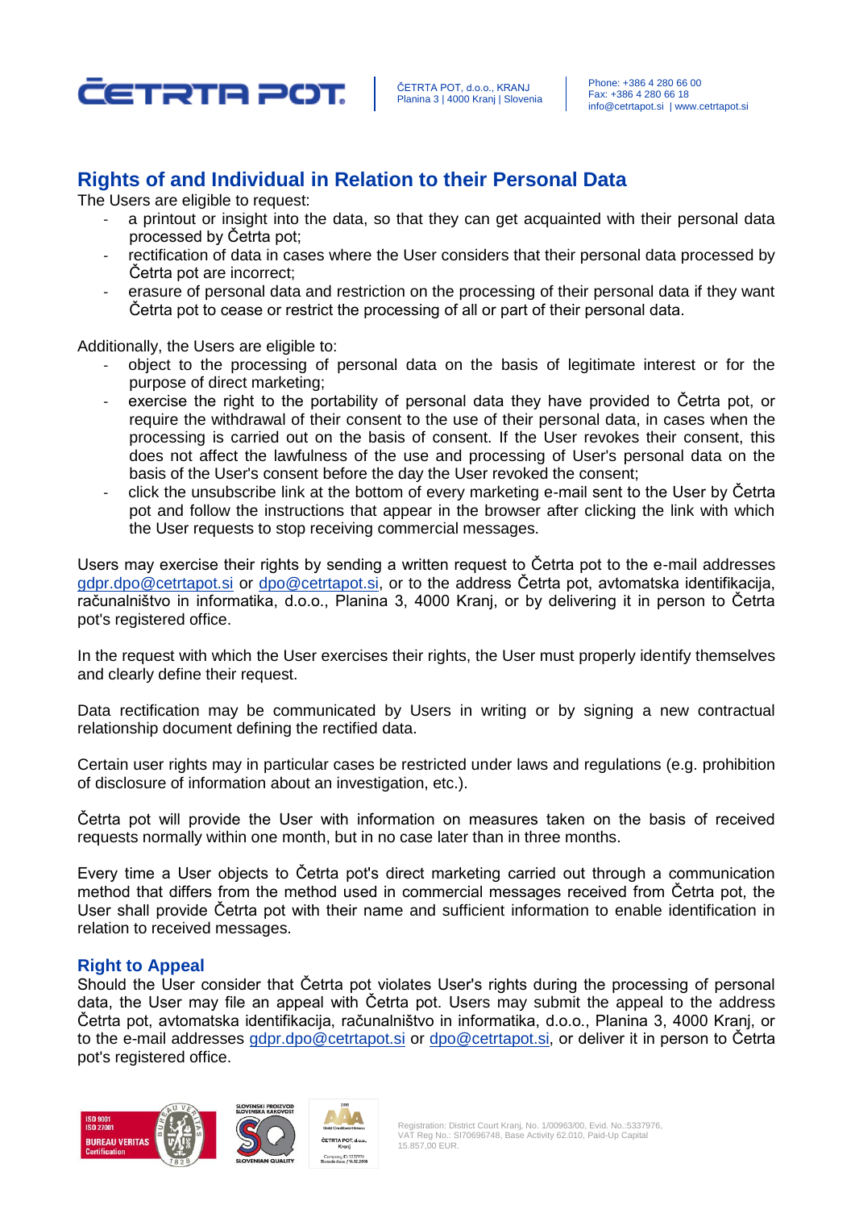## Rights of and Individual in Relation to their Personal Data

The Users are eligible to request:

- a printout or insight into the data, so that they can get acquainted with their personal data processed by Četrta pot;
- rectification of data in cases where the User considers that their personal data processed by Četrta pot are incorrect;
- erasure of personal data and restriction on the processing of their personal data if they want Četrta pot to cease or restrict the processing of all or part of their personal data.

Additionally, the Users are eligible to:

- object to the processing of personal data on the basis of legitimate interest or for the purpose of direct marketing;
- exercise the right to the portability of personal data they have provided to Četrta pot, or require the withdrawal of their consent to the use of their personal data, in cases when the processing is carried out on the basis of consent. If the User revokes their consent, this does not affect the lawfulness of the use and processing of User's personal data on the basis of the User's consent before the day the User revoked the consent;
- click the unsubscribe link at the bottom of every marketing e-mail sent to the User by Četrta pot and follow the instructions that appear in the browser after clicking the link with which the User requests to stop receiving commercial messages.

Users may exercise their rights by sending a written request to Četrta pot to the e-mail addresses gdpr.dpo@cetrtapot.si or dpo@cetrtapot.si, or to the address Četrta pot, avtomatska identifikacija, računalništvo in informatika, d.o.o., Planina 3, 4000 Kranj, or by delivering it in person to Četrta pot's registered office.

In the request with which the User exercises their rights, the User must properly identify themselves and clearly define their request.

Data rectification may be communicated by Users in writing or by signing a new contractual relationship document defining the rectified data.

Certain user rights may in particular cases be restricted under laws and regulations (e.g. prohibition of disclosure of information about an investigation, etc.).

Četrta pot will provide the User with information on measures taken on the basis of received requests normally within one month, but in no case later than in three months.

Every time a User objects to Četrta pot's direct marketing carried out through a communication method that differs from the method used in commercial messages received from Četrta pot, the User shall provide Četrta pot with their name and sufficient information to enable identification in relation to received messages.

### Right to Appeal

Should the User consider that Četrta pot violates User's rights during the processing of personal data, the User may file an appeal with Četrta pot. Users may submit the appeal to the address Četrta pot, avtomatska identifikacija, računalništvo in informatika, d.o.o., Planina 3, 4000 Kranj, or to the e-mail addresses gdpr.dpo@cetrtapot.si or dpo@cetrtapot.si, or deliver it in person to Četrta pot's registered office.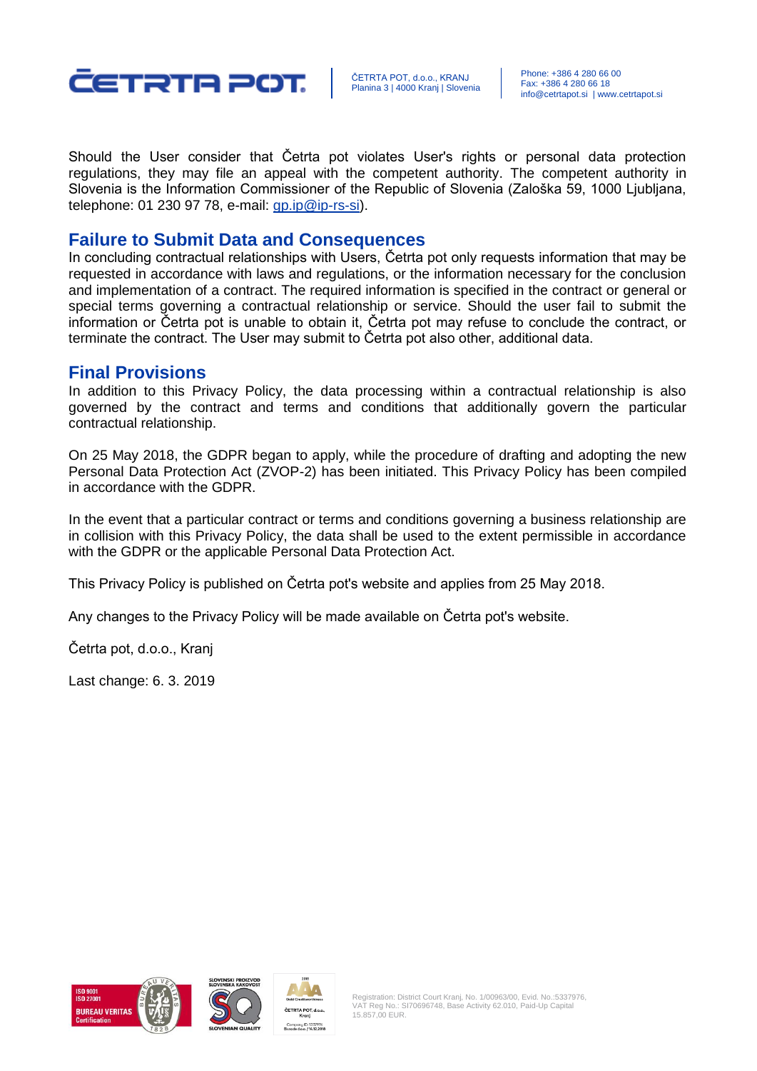Should the User consider that Četrta pot violates User's rights or personal data protection regulations, they may file an appeal with the competent authority. The competent authority in Slovenia is the Information Commissioner of the Republic of Slovenia (Zaloška 59, 1000 Ljubljana, telephone: 01 230 97 78, e-mail: gp.ip@ip-rs-si).

## Failure to Submit Data and Consequences

In concluding contractual relationships with Users, Četrta pot only requests information that may be requested in accordance with laws and regulations, or the information necessary for the conclusion and implementation of a contract. The required information is specified in the contract or general or special terms governing a contractual relationship or service. Should the user fail to submit the information or Četrta pot is unable to obtain it, Četrta pot may refuse to conclude the contract, or terminate the contract. The User may submit to Četrta pot also other, additional data.

## Final Provisions

In addition to this Privacy Policy, the data processing within a contractual relationship is also governed by the contract and terms and conditions that additionally govern the particular contractual relationship.

On 25 May 2018, the GDPR began to apply, while the procedure of drafting and adopting the new Personal Data Protection Act (ZVOP-2) has been initiated. This Privacy Policy has been compiled in accordance with the GDPR.

In the event that a particular contract or terms and conditions governing a business relationship are in collision with this Privacy Policy, the data shall be used to the extent permissible in accordance with the GDPR or the applicable Personal Data Protection Act.

This Privacy Policy is published on Četrta pot's website and applies from 25 May 2018.

Any changes to the Privacy Policy will be made available on Četrta pot's website.

Četrta pot, d.o.o., Kranj

Last change: 6. 3. 2019